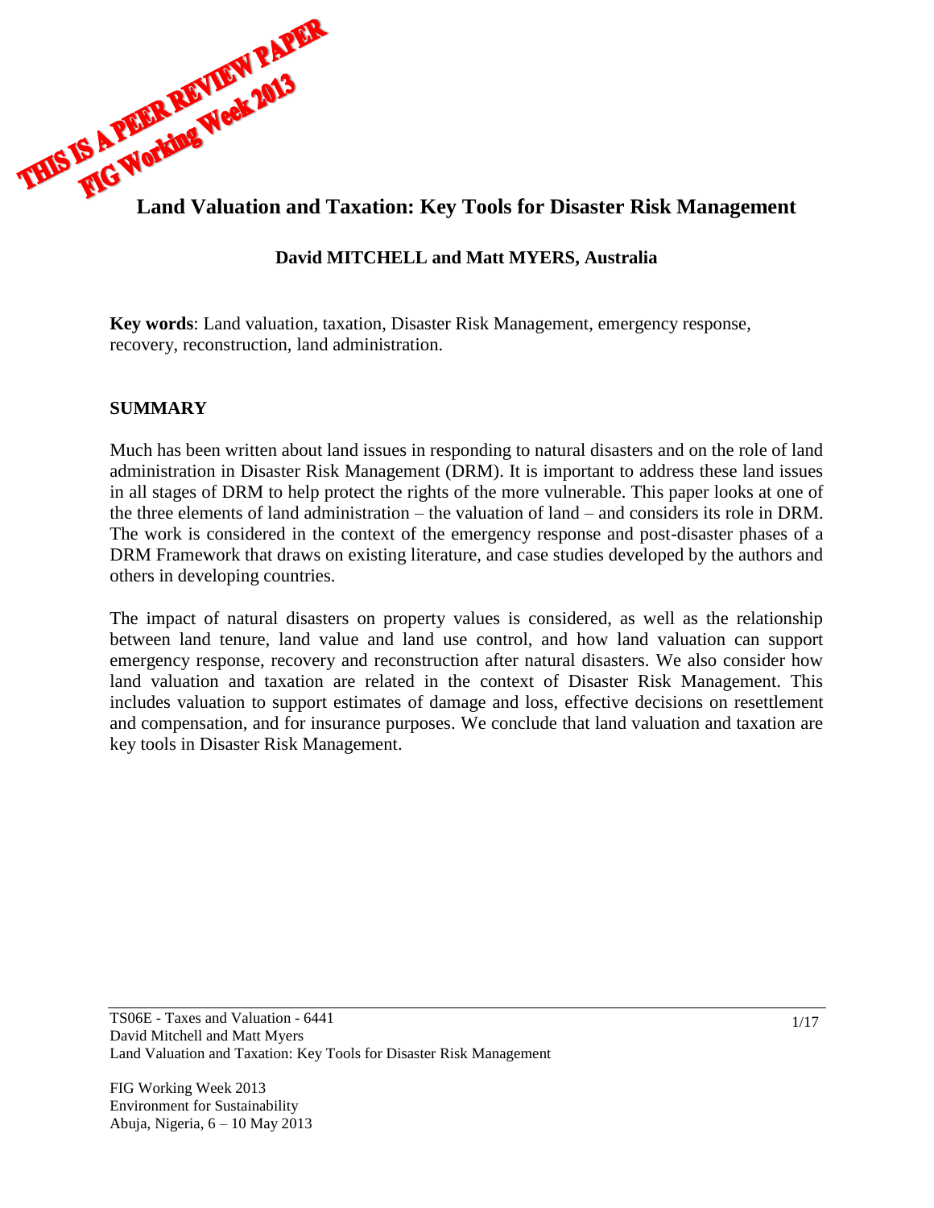THIS IS A PEER REVIEW PAPER
FIG Working Week 2013

# Land Valuation and Taxation: Key Tools for Disaster Risk Management

**David MITCHELL and Matt MYERS, Australia**

**Key words**: Land valuation, taxation, Disaster Risk Management, emergency response, recovery, reconstruction, land administration.

## SUMMARY

Much has been written about land issues in responding to natural disasters and on the role of land administration in Disaster Risk Management (DRM). It is important to address these land issues in all stages of DRM to help protect the rights of the more vulnerable. This paper looks at one of the three elements of land administration – the valuation of land – and considers its role in DRM. The work is considered in the context of the emergency response and post-disaster phases of a DRM Framework that draws on existing literature, and case studies developed by the authors and others in developing countries.

The impact of natural disasters on property values is considered, as well as the relationship between land tenure, land value and land use control, and how land valuation can support emergency response, recovery and reconstruction after natural disasters. We also consider how land valuation and taxation are related in the context of Disaster Risk Management. This includes valuation to support estimates of damage and loss, effective decisions on resettlement and compensation, and for insurance purposes. We conclude that land valuation and taxation are key tools in Disaster Risk Management.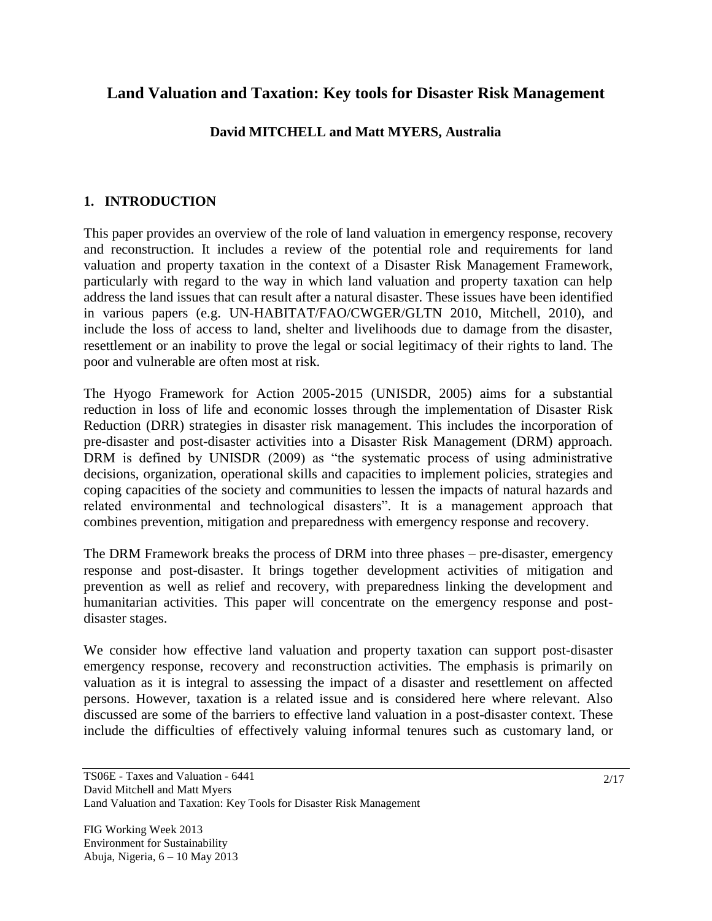# Land Valuation and Taxation: Key tools for Disaster Risk Management

**David MITCHELL and Matt MYERS, Australia**

## 1. INTRODUCTION

This paper provides an overview of the role of land valuation in emergency response, recovery and reconstruction. It includes a review of the potential role and requirements for land valuation and property taxation in the context of a Disaster Risk Management Framework, particularly with regard to the way in which land valuation and property taxation can help address the land issues that can result after a natural disaster. These issues have been identified in various papers (e.g. UN-HABITAT/FAO/CWGER/GLTN 2010, Mitchell, 2010), and include the loss of access to land, shelter and livelihoods due to damage from the disaster, resettlement or an inability to prove the legal or social legitimacy of their rights to land. The poor and vulnerable are often most at risk.

The Hyogo Framework for Action 2005-2015 (UNISDR, 2005) aims for a substantial reduction in loss of life and economic losses through the implementation of Disaster Risk Reduction (DRR) strategies in disaster risk management. This includes the incorporation of pre-disaster and post-disaster activities into a Disaster Risk Management (DRM) approach. DRM is defined by UNISDR (2009) as "the systematic process of using administrative decisions, organization, operational skills and capacities to implement policies, strategies and coping capacities of the society and communities to lessen the impacts of natural hazards and related environmental and technological disasters". It is a management approach that combines prevention, mitigation and preparedness with emergency response and recovery.

The DRM Framework breaks the process of DRM into three phases – pre-disaster, emergency response and post-disaster. It brings together development activities of mitigation and prevention as well as relief and recovery, with preparedness linking the development and humanitarian activities. This paper will concentrate on the emergency response and post-disaster stages.

We consider how effective land valuation and property taxation can support post-disaster emergency response, recovery and reconstruction activities. The emphasis is primarily on valuation as it is integral to assessing the impact of a disaster and resettlement on affected persons. However, taxation is a related issue and is considered here where relevant. Also discussed are some of the barriers to effective land valuation in a post-disaster context. These include the difficulties of effectively valuing informal tenures such as customary land, or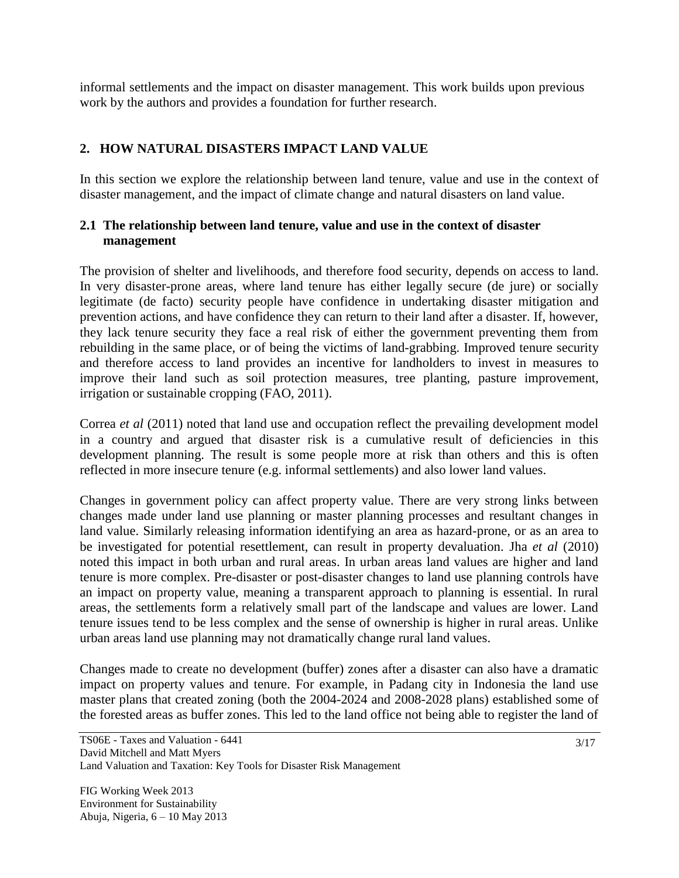informal settlements and the impact on disaster management. This work builds upon previous work by the authors and provides a foundation for further research.

## 2. HOW NATURAL DISASTERS IMPACT LAND VALUE

In this section we explore the relationship between land tenure, value and use in the context of disaster management, and the impact of climate change and natural disasters on land value.

### 2.1 The relationship between land tenure, value and use in the context of disaster management

The provision of shelter and livelihoods, and therefore food security, depends on access to land. In very disaster-prone areas, where land tenure has either legally secure (de jure) or socially legitimate (de facto) security people have confidence in undertaking disaster mitigation and prevention actions, and have confidence they can return to their land after a disaster. If, however, they lack tenure security they face a real risk of either the government preventing them from rebuilding in the same place, or of being the victims of land-grabbing. Improved tenure security and therefore access to land provides an incentive for landholders to invest in measures to improve their land such as soil protection measures, tree planting, pasture improvement, irrigation or sustainable cropping (FAO, 2011).

Correa *et al* (2011) noted that land use and occupation reflect the prevailing development model in a country and argued that disaster risk is a cumulative result of deficiencies in this development planning. The result is some people more at risk than others and this is often reflected in more insecure tenure (e.g. informal settlements) and also lower land values.

Changes in government policy can affect property value. There are very strong links between changes made under land use planning or master planning processes and resultant changes in land value. Similarly releasing information identifying an area as hazard-prone, or as an area to be investigated for potential resettlement, can result in property devaluation. Jha *et al* (2010) noted this impact in both urban and rural areas. In urban areas land values are higher and land tenure is more complex. Pre-disaster or post-disaster changes to land use planning controls have an impact on property value, meaning a transparent approach to planning is essential. In rural areas, the settlements form a relatively small part of the landscape and values are lower. Land tenure issues tend to be less complex and the sense of ownership is higher in rural areas. Unlike urban areas land use planning may not dramatically change rural land values.

Changes made to create no development (buffer) zones after a disaster can also have a dramatic impact on property values and tenure. For example, in Padang city in Indonesia the land use master plans that created zoning (both the 2004-2024 and 2008-2028 plans) established some of the forested areas as buffer zones. This led to the land office not being able to register the land of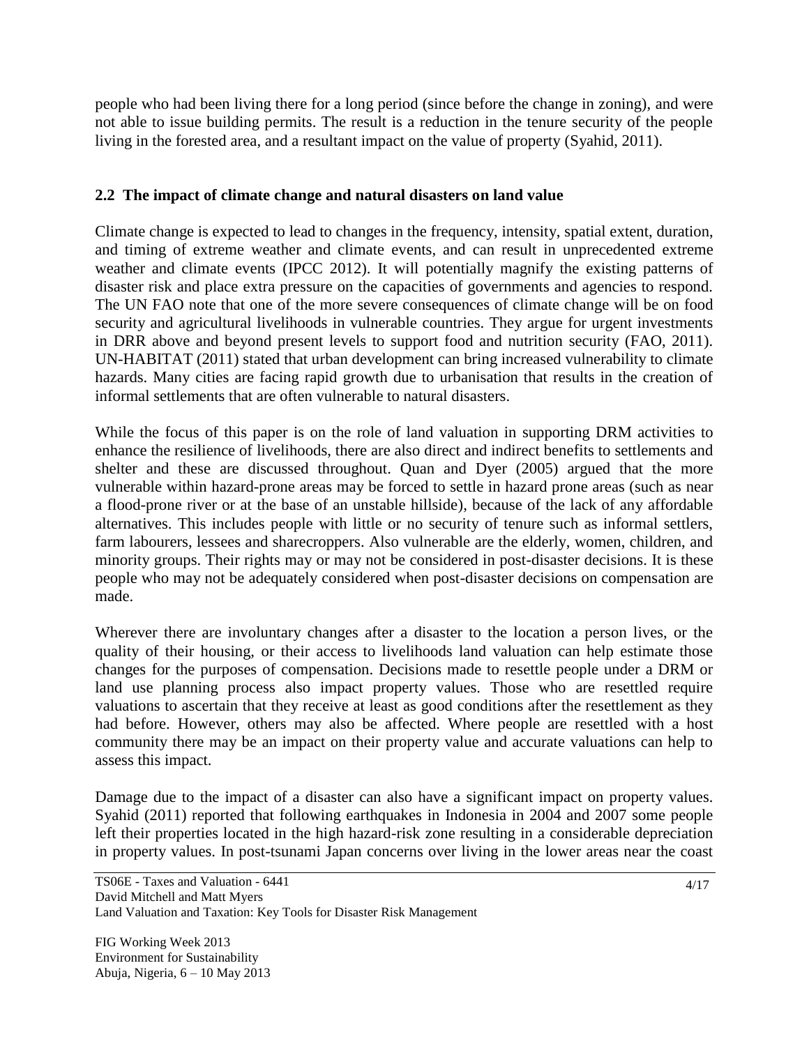people who had been living there for a long period (since before the change in zoning), and were not able to issue building permits. The result is a reduction in the tenure security of the people living in the forested area, and a resultant impact on the value of property (Syahid, 2011).

## 2.2 The impact of climate change and natural disasters on land value

Climate change is expected to lead to changes in the frequency, intensity, spatial extent, duration, and timing of extreme weather and climate events, and can result in unprecedented extreme weather and climate events (IPCC 2012). It will potentially magnify the existing patterns of disaster risk and place extra pressure on the capacities of governments and agencies to respond. The UN FAO note that one of the more severe consequences of climate change will be on food security and agricultural livelihoods in vulnerable countries. They argue for urgent investments in DRR above and beyond present levels to support food and nutrition security (FAO, 2011). UN-HABITAT (2011) stated that urban development can bring increased vulnerability to climate hazards. Many cities are facing rapid growth due to urbanisation that results in the creation of informal settlements that are often vulnerable to natural disasters.

While the focus of this paper is on the role of land valuation in supporting DRM activities to enhance the resilience of livelihoods, there are also direct and indirect benefits to settlements and shelter and these are discussed throughout. Quan and Dyer (2005) argued that the more vulnerable within hazard-prone areas may be forced to settle in hazard prone areas (such as near a flood-prone river or at the base of an unstable hillside), because of the lack of any affordable alternatives. This includes people with little or no security of tenure such as informal settlers, farm labourers, lessees and sharecroppers. Also vulnerable are the elderly, women, children, and minority groups. Their rights may or may not be considered in post-disaster decisions. It is these people who may not be adequately considered when post-disaster decisions on compensation are made.

Wherever there are involuntary changes after a disaster to the location a person lives, or the quality of their housing, or their access to livelihoods land valuation can help estimate those changes for the purposes of compensation. Decisions made to resettle people under a DRM or land use planning process also impact property values. Those who are resettled require valuations to ascertain that they receive at least as good conditions after the resettlement as they had before. However, others may also be affected. Where people are resettled with a host community there may be an impact on their property value and accurate valuations can help to assess this impact.

Damage due to the impact of a disaster can also have a significant impact on property values. Syahid (2011) reported that following earthquakes in Indonesia in 2004 and 2007 some people left their properties located in the high hazard-risk zone resulting in a considerable depreciation in property values. In post-tsunami Japan concerns over living in the lower areas near the coast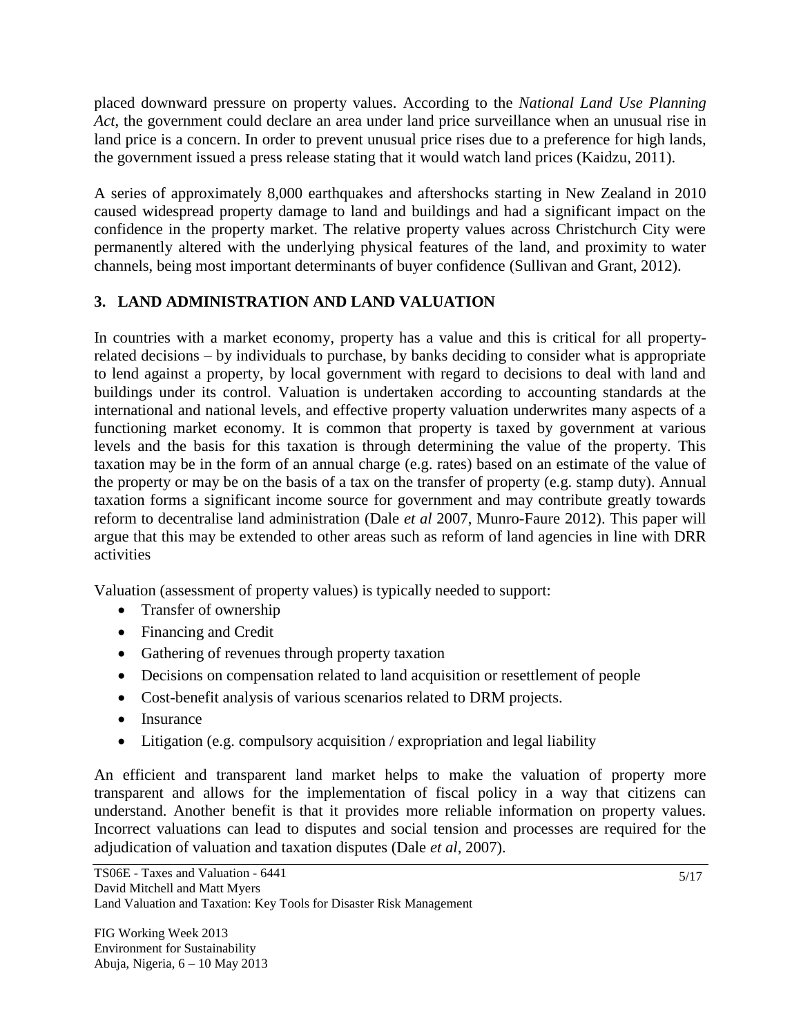placed downward pressure on property values. According to the *National Land Use Planning Act*, the government could declare an area under land price surveillance when an unusual rise in land price is a concern. In order to prevent unusual price rises due to a preference for high lands, the government issued a press release stating that it would watch land prices (Kaidzu, 2011).

A series of approximately 8,000 earthquakes and aftershocks starting in New Zealand in 2010 caused widespread property damage to land and buildings and had a significant impact on the confidence in the property market. The relative property values across Christchurch City were permanently altered with the underlying physical features of the land, and proximity to water channels, being most important determinants of buyer confidence (Sullivan and Grant, 2012).

## 3. LAND ADMINISTRATION AND LAND VALUATION

In countries with a market economy, property has a value and this is critical for all property-related decisions – by individuals to purchase, by banks deciding to consider what is appropriate to lend against a property, by local government with regard to decisions to deal with land and buildings under its control. Valuation is undertaken according to accounting standards at the international and national levels, and effective property valuation underwrites many aspects of a functioning market economy. It is common that property is taxed by government at various levels and the basis for this taxation is through determining the value of the property. This taxation may be in the form of an annual charge (e.g. rates) based on an estimate of the value of the property or may be on the basis of a tax on the transfer of property (e.g. stamp duty). Annual taxation forms a significant income source for government and may contribute greatly towards reform to decentralise land administration (Dale *et al* 2007, Munro-Faure 2012). This paper will argue that this may be extended to other areas such as reform of land agencies in line with DRR activities

Valuation (assessment of property values) is typically needed to support:

- Transfer of ownership
- Financing and Credit
- Gathering of revenues through property taxation
- Decisions on compensation related to land acquisition or resettlement of people
- Cost-benefit analysis of various scenarios related to DRM projects.
- Insurance
- Litigation (e.g. compulsory acquisition / expropriation and legal liability

An efficient and transparent land market helps to make the valuation of property more transparent and allows for the implementation of fiscal policy in a way that citizens can understand. Another benefit is that it provides more reliable information on property values. Incorrect valuations can lead to disputes and social tension and processes are required for the adjudication of valuation and taxation disputes (Dale *et al*, 2007).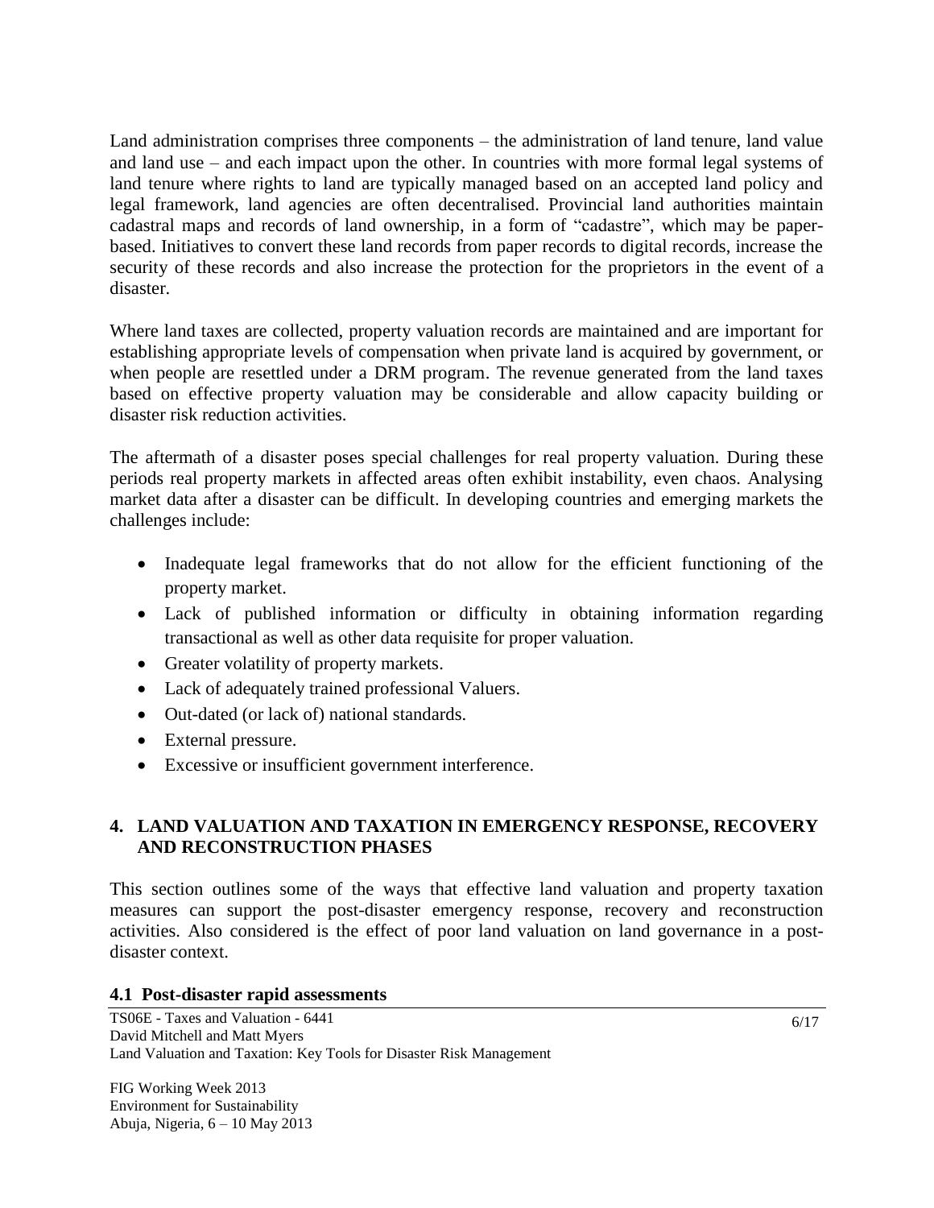Land administration comprises three components – the administration of land tenure, land value and land use – and each impact upon the other. In countries with more formal legal systems of land tenure where rights to land are typically managed based on an accepted land policy and legal framework, land agencies are often decentralised. Provincial land authorities maintain cadastral maps and records of land ownership, in a form of "cadastre", which may be paper-based. Initiatives to convert these land records from paper records to digital records, increase the security of these records and also increase the protection for the proprietors in the event of a disaster.

Where land taxes are collected, property valuation records are maintained and are important for establishing appropriate levels of compensation when private land is acquired by government, or when people are resettled under a DRM program. The revenue generated from the land taxes based on effective property valuation may be considerable and allow capacity building or disaster risk reduction activities.

The aftermath of a disaster poses special challenges for real property valuation. During these periods real property markets in affected areas often exhibit instability, even chaos. Analysing market data after a disaster can be difficult. In developing countries and emerging markets the challenges include:

- Inadequate legal frameworks that do not allow for the efficient functioning of the property market.
- Lack of published information or difficulty in obtaining information regarding transactional as well as other data requisite for proper valuation.
- Greater volatility of property markets.
- Lack of adequately trained professional Valuers.
- Out-dated (or lack of) national standards.
- External pressure.
- Excessive or insufficient government interference.

## 4. LAND VALUATION AND TAXATION IN EMERGENCY RESPONSE, RECOVERY AND RECONSTRUCTION PHASES

This section outlines some of the ways that effective land valuation and property taxation measures can support the post-disaster emergency response, recovery and reconstruction activities. Also considered is the effect of poor land valuation on land governance in a post-disaster context.

### 4.1 Post-disaster rapid assessments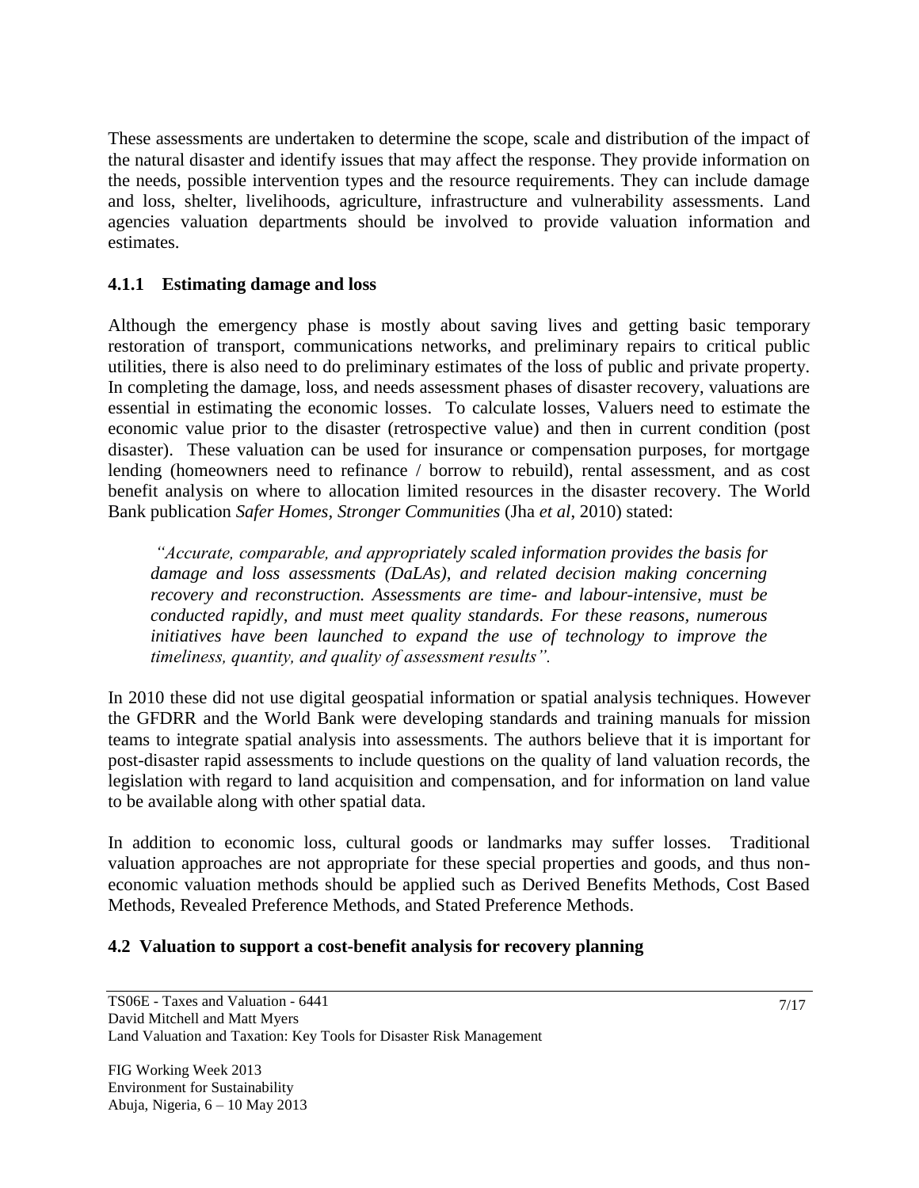These assessments are undertaken to determine the scope, scale and distribution of the impact of the natural disaster and identify issues that may affect the response. They provide information on the needs, possible intervention types and the resource requirements. They can include damage and loss, shelter, livelihoods, agriculture, infrastructure and vulnerability assessments. Land agencies valuation departments should be involved to provide valuation information and estimates.

### 4.1.1 Estimating damage and loss

Although the emergency phase is mostly about saving lives and getting basic temporary restoration of transport, communications networks, and preliminary repairs to critical public utilities, there is also need to do preliminary estimates of the loss of public and private property. In completing the damage, loss, and needs assessment phases of disaster recovery, valuations are essential in estimating the economic losses. To calculate losses, Valuers need to estimate the economic value prior to the disaster (retrospective value) and then in current condition (post disaster). These valuation can be used for insurance or compensation purposes, for mortgage lending (homeowners need to refinance / borrow to rebuild), rental assessment, and as cost benefit analysis on where to allocation limited resources in the disaster recovery. The World Bank publication *Safer Homes, Stronger Communities* (Jha *et al*, 2010) stated:

> *"Accurate, comparable, and appropriately scaled information provides the basis for damage and loss assessments (DaLAs), and related decision making concerning recovery and reconstruction. Assessments are time- and labour-intensive, must be conducted rapidly, and must meet quality standards. For these reasons, numerous initiatives have been launched to expand the use of technology to improve the timeliness, quantity, and quality of assessment results".*

In 2010 these did not use digital geospatial information or spatial analysis techniques. However the GFDRR and the World Bank were developing standards and training manuals for mission teams to integrate spatial analysis into assessments. The authors believe that it is important for post-disaster rapid assessments to include questions on the quality of land valuation records, the legislation with regard to land acquisition and compensation, and for information on land value to be available along with other spatial data.

In addition to economic loss, cultural goods or landmarks may suffer losses. Traditional valuation approaches are not appropriate for these special properties and goods, and thus non-economic valuation methods should be applied such as Derived Benefits Methods, Cost Based Methods, Revealed Preference Methods, and Stated Preference Methods.

## 4.2 Valuation to support a cost-benefit analysis for recovery planning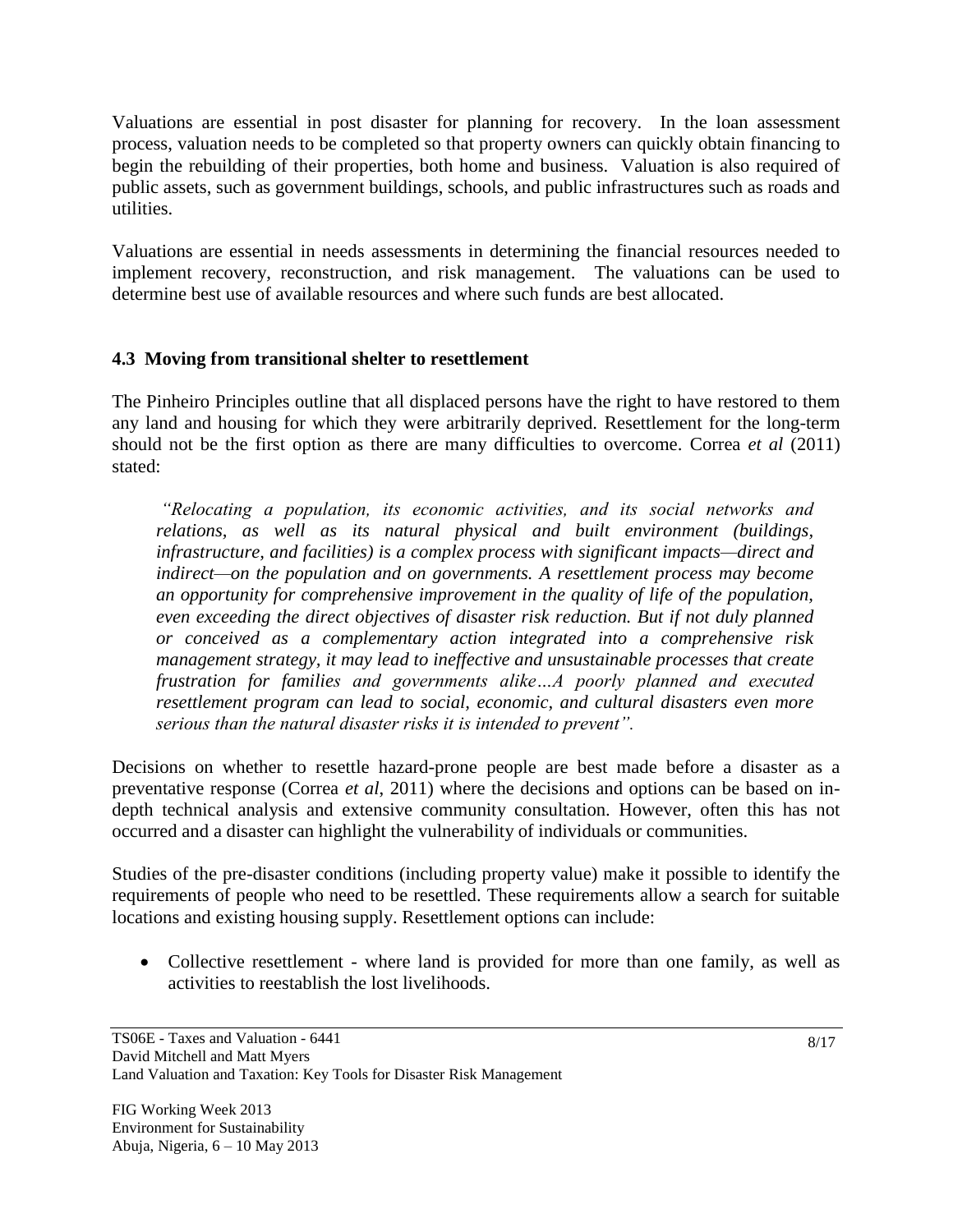Valuations are essential in post disaster for planning for recovery. In the loan assessment process, valuation needs to be completed so that property owners can quickly obtain financing to begin the rebuilding of their properties, both home and business. Valuation is also required of public assets, such as government buildings, schools, and public infrastructures such as roads and utilities.

Valuations are essential in needs assessments in determining the financial resources needed to implement recovery, reconstruction, and risk management. The valuations can be used to determine best use of available resources and where such funds are best allocated.

### 4.3 Moving from transitional shelter to resettlement

The Pinheiro Principles outline that all displaced persons have the right to have restored to them any land and housing for which they were arbitrarily deprived. Resettlement for the long-term should not be the first option as there are many difficulties to overcome. Correa *et al* (2011) stated:

> *"Relocating a population, its economic activities, and its social networks and relations, as well as its natural physical and built environment (buildings, infrastructure, and facilities) is a complex process with significant impacts—direct and indirect—on the population and on governments. A resettlement process may become an opportunity for comprehensive improvement in the quality of life of the population, even exceeding the direct objectives of disaster risk reduction. But if not duly planned or conceived as a complementary action integrated into a comprehensive risk management strategy, it may lead to ineffective and unsustainable processes that create frustration for families and governments alike…A poorly planned and executed resettlement program can lead to social, economic, and cultural disasters even more serious than the natural disaster risks it is intended to prevent".*

Decisions on whether to resettle hazard-prone people are best made before a disaster as a preventative response (Correa *et al*, 2011) where the decisions and options can be based on in-depth technical analysis and extensive community consultation. However, often this has not occurred and a disaster can highlight the vulnerability of individuals or communities.

Studies of the pre-disaster conditions (including property value) make it possible to identify the requirements of people who need to be resettled. These requirements allow a search for suitable locations and existing housing supply. Resettlement options can include:

- Collective resettlement - where land is provided for more than one family, as well as activities to reestablish the lost livelihoods.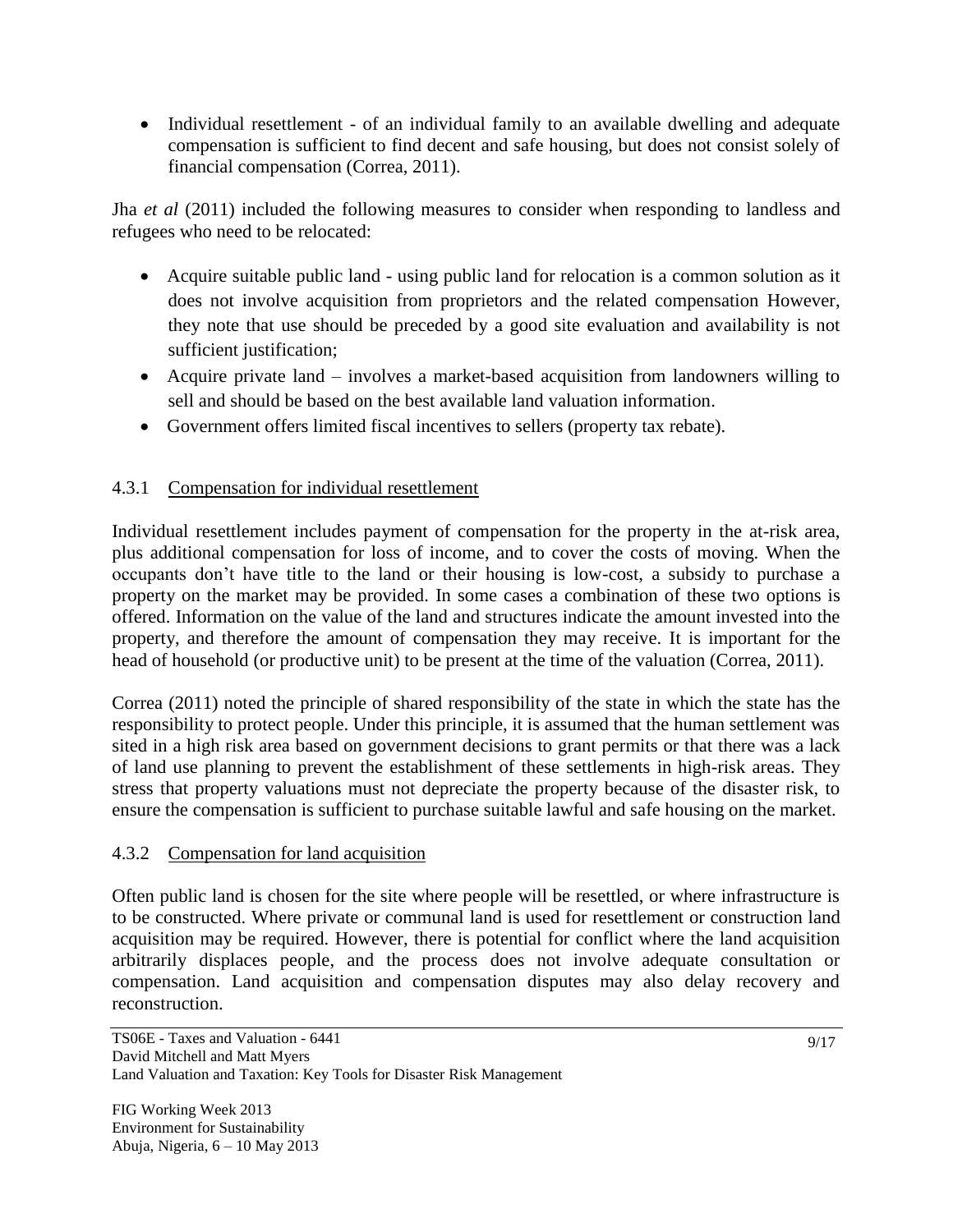- Individual resettlement - of an individual family to an available dwelling and adequate compensation is sufficient to find decent and safe housing, but does not consist solely of financial compensation (Correa, 2011).

Jha *et al* (2011) included the following measures to consider when responding to landless and refugees who need to be relocated:

- Acquire suitable public land - using public land for relocation is a common solution as it does not involve acquisition from proprietors and the related compensation However, they note that use should be preceded by a good site evaluation and availability is not sufficient justification;
- Acquire private land – involves a market-based acquisition from landowners willing to sell and should be based on the best available land valuation information.
- Government offers limited fiscal incentives to sellers (property tax rebate).

### 4.3.1 Compensation for individual resettlement

Individual resettlement includes payment of compensation for the property in the at-risk area, plus additional compensation for loss of income, and to cover the costs of moving. When the occupants don't have title to the land or their housing is low-cost, a subsidy to purchase a property on the market may be provided. In some cases a combination of these two options is offered. Information on the value of the land and structures indicate the amount invested into the property, and therefore the amount of compensation they may receive. It is important for the head of household (or productive unit) to be present at the time of the valuation (Correa, 2011).

Correa (2011) noted the principle of shared responsibility of the state in which the state has the responsibility to protect people. Under this principle, it is assumed that the human settlement was sited in a high risk area based on government decisions to grant permits or that there was a lack of land use planning to prevent the establishment of these settlements in high-risk areas. They stress that property valuations must not depreciate the property because of the disaster risk, to ensure the compensation is sufficient to purchase suitable lawful and safe housing on the market.

### 4.3.2 Compensation for land acquisition

Often public land is chosen for the site where people will be resettled, or where infrastructure is to be constructed. Where private or communal land is used for resettlement or construction land acquisition may be required. However, there is potential for conflict where the land acquisition arbitrarily displaces people, and the process does not involve adequate consultation or compensation. Land acquisition and compensation disputes may also delay recovery and reconstruction.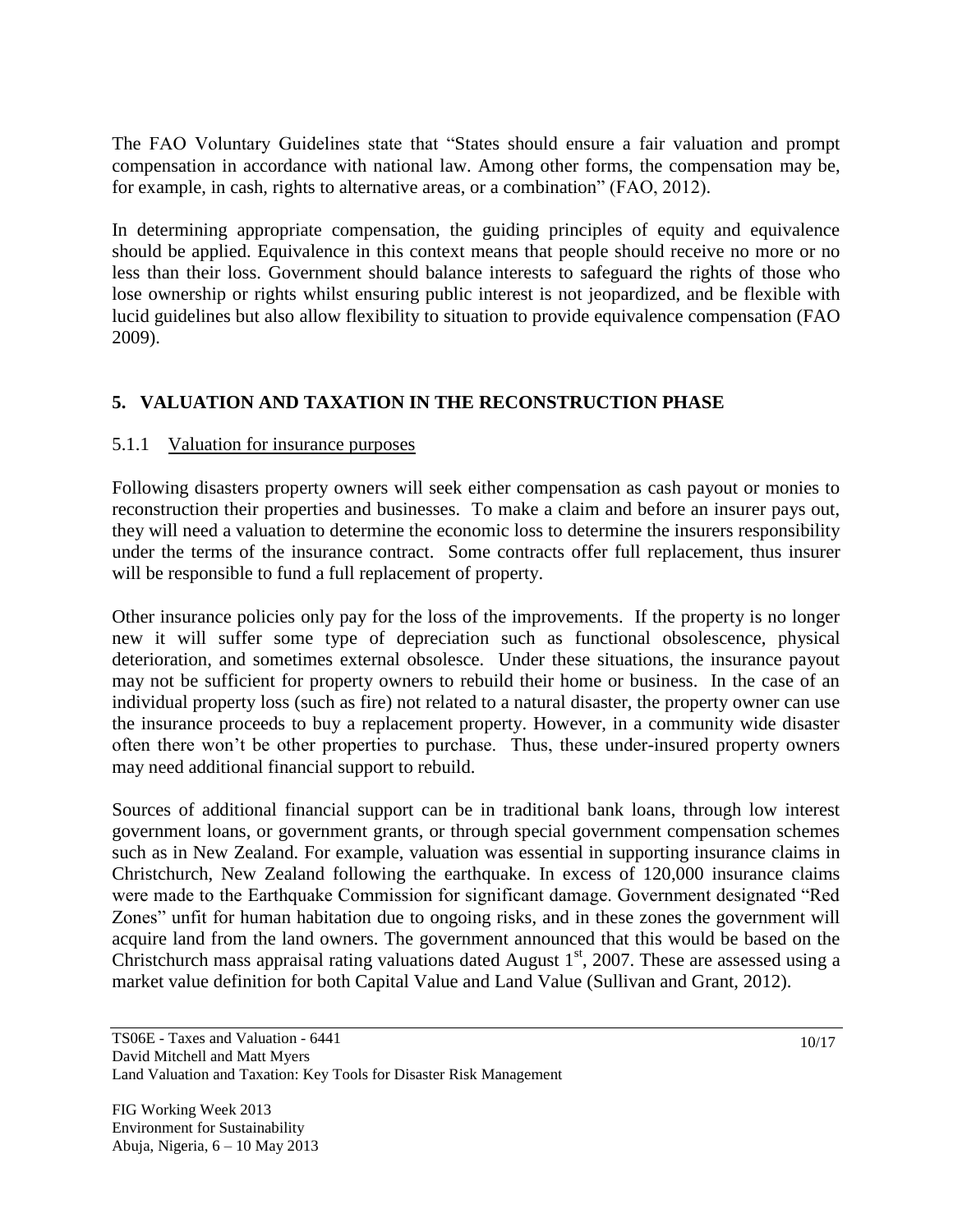The FAO Voluntary Guidelines state that "States should ensure a fair valuation and prompt compensation in accordance with national law. Among other forms, the compensation may be, for example, in cash, rights to alternative areas, or a combination" (FAO, 2012).

In determining appropriate compensation, the guiding principles of equity and equivalence should be applied. Equivalence in this context means that people should receive no more or no less than their loss. Government should balance interests to safeguard the rights of those who lose ownership or rights whilst ensuring public interest is not jeopardized, and be flexible with lucid guidelines but also allow flexibility to situation to provide equivalence compensation (FAO 2009).

## 5. VALUATION AND TAXATION IN THE RECONSTRUCTION PHASE

### 5.1.1 Valuation for insurance purposes

Following disasters property owners will seek either compensation as cash payout or monies to reconstruction their properties and businesses. To make a claim and before an insurer pays out, they will need a valuation to determine the economic loss to determine the insurers responsibility under the terms of the insurance contract. Some contracts offer full replacement, thus insurer will be responsible to fund a full replacement of property.

Other insurance policies only pay for the loss of the improvements. If the property is no longer new it will suffer some type of depreciation such as functional obsolescence, physical deterioration, and sometimes external obsolesce. Under these situations, the insurance payout may not be sufficient for property owners to rebuild their home or business. In the case of an individual property loss (such as fire) not related to a natural disaster, the property owner can use the insurance proceeds to buy a replacement property. However, in a community wide disaster often there won't be other properties to purchase. Thus, these under-insured property owners may need additional financial support to rebuild.

Sources of additional financial support can be in traditional bank loans, through low interest government loans, or government grants, or through special government compensation schemes such as in New Zealand. For example, valuation was essential in supporting insurance claims in Christchurch, New Zealand following the earthquake. In excess of 120,000 insurance claims were made to the Earthquake Commission for significant damage. Government designated "Red Zones" unfit for human habitation due to ongoing risks, and in these zones the government will acquire land from the land owners. The government announced that this would be based on the Christchurch mass appraisal rating valuations dated August 1st, 2007. These are assessed using a market value definition for both Capital Value and Land Value (Sullivan and Grant, 2012).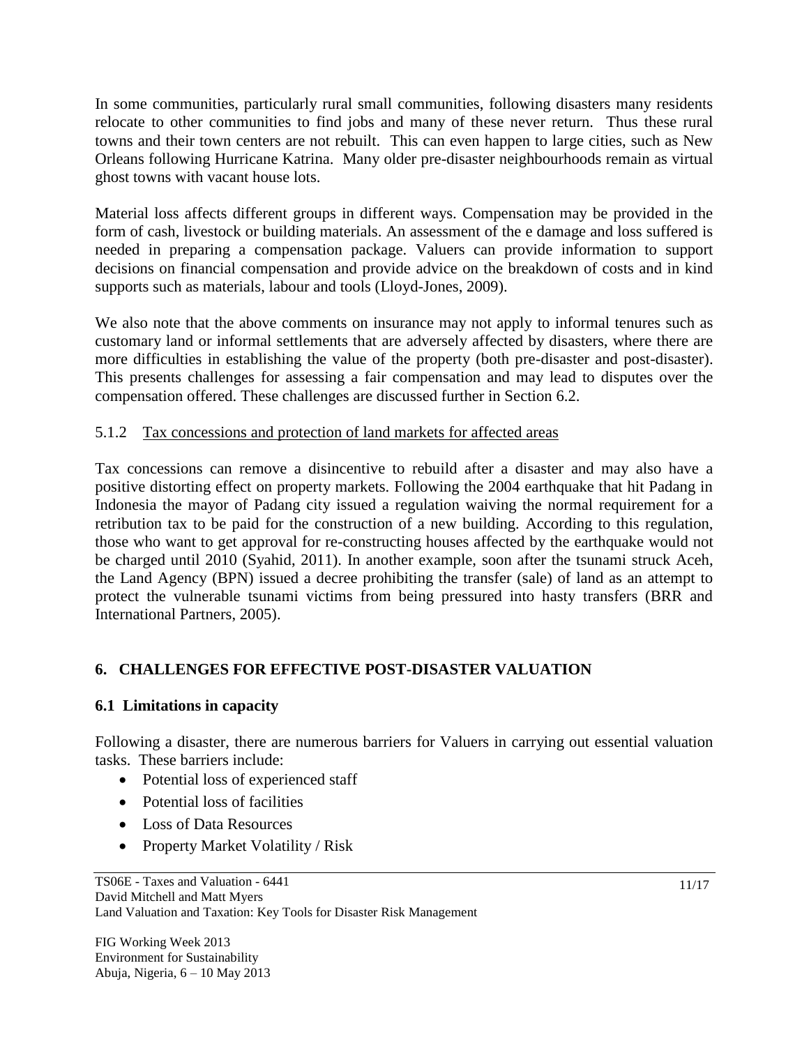In some communities, particularly rural small communities, following disasters many residents relocate to other communities to find jobs and many of these never return. Thus these rural towns and their town centers are not rebuilt. This can even happen to large cities, such as New Orleans following Hurricane Katrina. Many older pre-disaster neighbourhoods remain as virtual ghost towns with vacant house lots.

Material loss affects different groups in different ways. Compensation may be provided in the form of cash, livestock or building materials. An assessment of the e damage and loss suffered is needed in preparing a compensation package. Valuers can provide information to support decisions on financial compensation and provide advice on the breakdown of costs and in kind supports such as materials, labour and tools (Lloyd-Jones, 2009).

We also note that the above comments on insurance may not apply to informal tenures such as customary land or informal settlements that are adversely affected by disasters, where there are more difficulties in establishing the value of the property (both pre-disaster and post-disaster). This presents challenges for assessing a fair compensation and may lead to disputes over the compensation offered. These challenges are discussed further in Section 6.2.

### 5.1.2 Tax concessions and protection of land markets for affected areas

Tax concessions can remove a disincentive to rebuild after a disaster and may also have a positive distorting effect on property markets. Following the 2004 earthquake that hit Padang in Indonesia the mayor of Padang city issued a regulation waiving the normal requirement for a retribution tax to be paid for the construction of a new building. According to this regulation, those who want to get approval for re-constructing houses affected by the earthquake would not be charged until 2010 (Syahid, 2011). In another example, soon after the tsunami struck Aceh, the Land Agency (BPN) issued a decree prohibiting the transfer (sale) of land as an attempt to protect the vulnerable tsunami victims from being pressured into hasty transfers (BRR and International Partners, 2005).

## 6. CHALLENGES FOR EFFECTIVE POST-DISASTER VALUATION

### 6.1 Limitations in capacity

Following a disaster, there are numerous barriers for Valuers in carrying out essential valuation tasks. These barriers include:

- Potential loss of experienced staff
- Potential loss of facilities
- Loss of Data Resources
- Property Market Volatility / Risk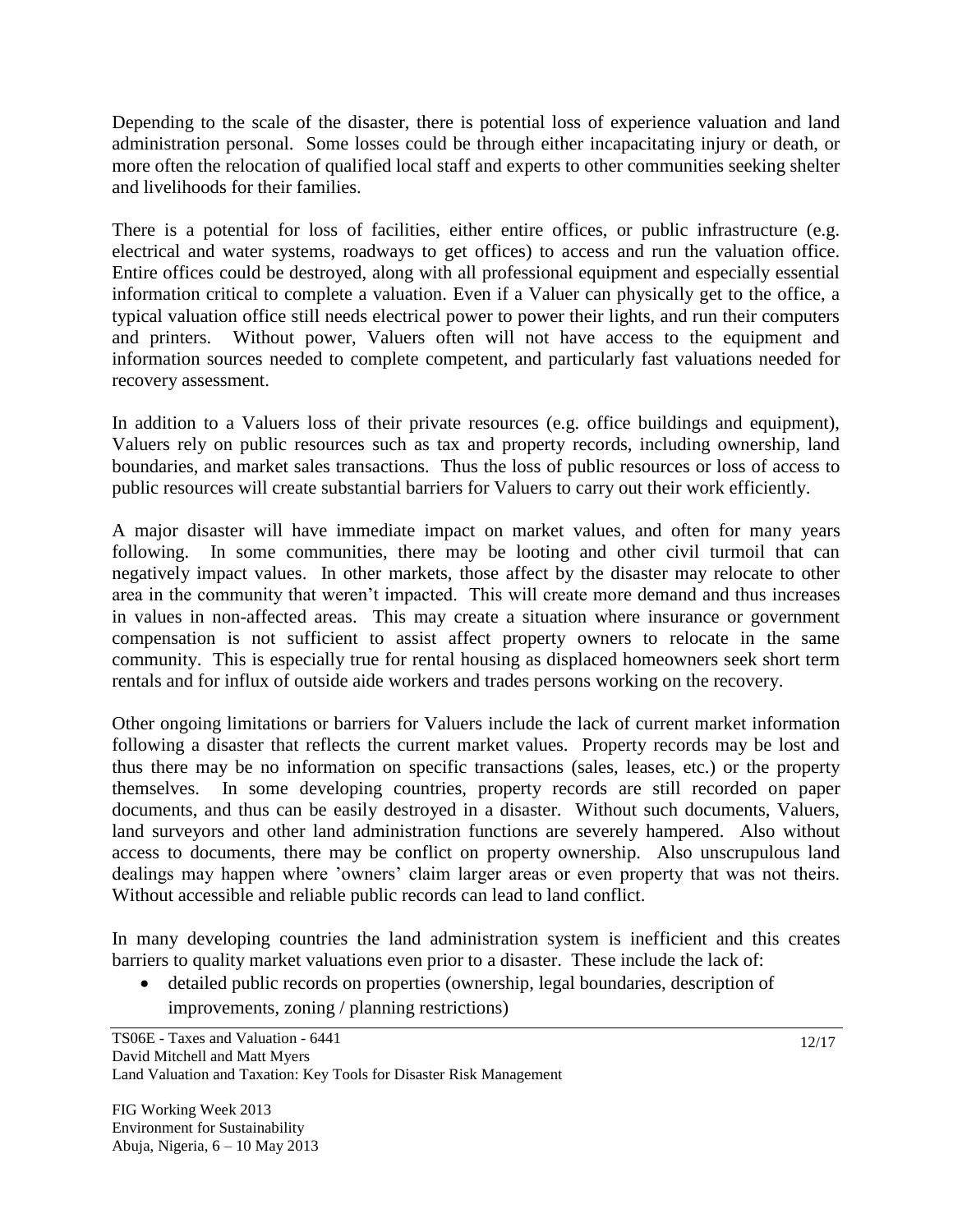Depending to the scale of the disaster, there is potential loss of experience valuation and land administration personal. Some losses could be through either incapacitating injury or death, or more often the relocation of qualified local staff and experts to other communities seeking shelter and livelihoods for their families.

There is a potential for loss of facilities, either entire offices, or public infrastructure (e.g. electrical and water systems, roadways to get offices) to access and run the valuation office. Entire offices could be destroyed, along with all professional equipment and especially essential information critical to complete a valuation. Even if a Valuer can physically get to the office, a typical valuation office still needs electrical power to power their lights, and run their computers and printers. Without power, Valuers often will not have access to the equipment and information sources needed to complete competent, and particularly fast valuations needed for recovery assessment.

In addition to a Valuers loss of their private resources (e.g. office buildings and equipment), Valuers rely on public resources such as tax and property records, including ownership, land boundaries, and market sales transactions. Thus the loss of public resources or loss of access to public resources will create substantial barriers for Valuers to carry out their work efficiently.

A major disaster will have immediate impact on market values, and often for many years following. In some communities, there may be looting and other civil turmoil that can negatively impact values. In other markets, those affect by the disaster may relocate to other area in the community that weren't impacted. This will create more demand and thus increases in values in non-affected areas. This may create a situation where insurance or government compensation is not sufficient to assist affect property owners to relocate in the same community. This is especially true for rental housing as displaced homeowners seek short term rentals and for influx of outside aide workers and trades persons working on the recovery.

Other ongoing limitations or barriers for Valuers include the lack of current market information following a disaster that reflects the current market values. Property records may be lost and thus there may be no information on specific transactions (sales, leases, etc.) or the property themselves. In some developing countries, property records are still recorded on paper documents, and thus can be easily destroyed in a disaster. Without such documents, Valuers, land surveyors and other land administration functions are severely hampered. Also without access to documents, there may be conflict on property ownership. Also unscrupulous land dealings may happen where 'owners' claim larger areas or even property that was not theirs. Without accessible and reliable public records can lead to land conflict.

In many developing countries the land administration system is inefficient and this creates barriers to quality market valuations even prior to a disaster. These include the lack of:

- detailed public records on properties (ownership, legal boundaries, description of improvements, zoning / planning restrictions)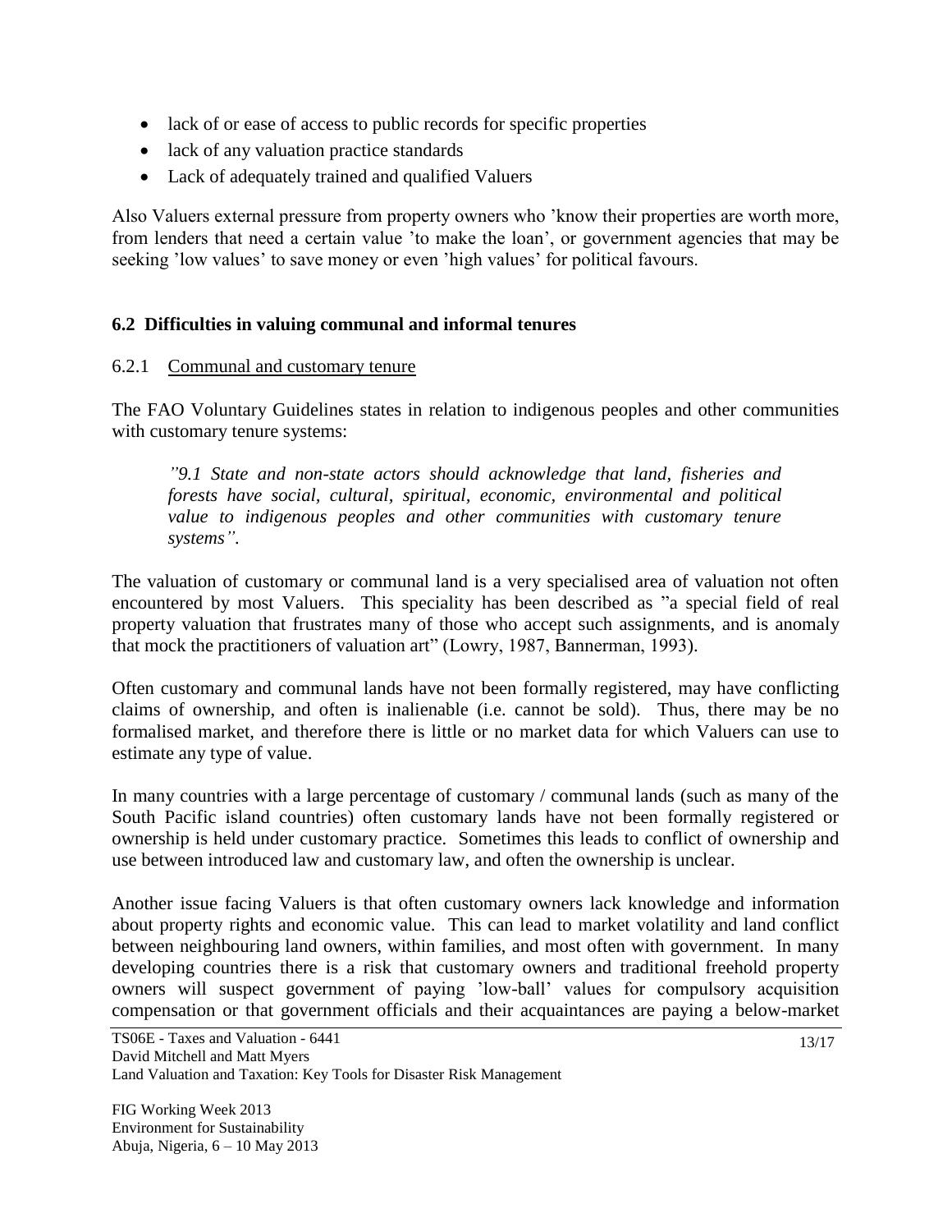- lack of or ease of access to public records for specific properties
- lack of any valuation practice standards
- Lack of adequately trained and qualified Valuers

Also Valuers external pressure from property owners who ’know their properties are worth more, from lenders that need a certain value ’to make the loan’, or government agencies that may be seeking ’low values’ to save money or even ’high values’ for political favours.

### 6.2 Difficulties in valuing communal and informal tenures

#### 6.2.1 Communal and customary tenure

The FAO Voluntary Guidelines states in relation to indigenous peoples and other communities with customary tenure systems:

> *”9.1 State and non-state actors should acknowledge that land, fisheries and forests have social, cultural, spiritual, economic, environmental and political value to indigenous peoples and other communities with customary tenure systems”.*

The valuation of customary or communal land is a very specialised area of valuation not often encountered by most Valuers. This speciality has been described as ”a special field of real property valuation that frustrates many of those who accept such assignments, and is anomaly that mock the practitioners of valuation art” (Lowry, 1987, Bannerman, 1993).

Often customary and communal lands have not been formally registered, may have conflicting claims of ownership, and often is inalienable (i.e. cannot be sold). Thus, there may be no formalised market, and therefore there is little or no market data for which Valuers can use to estimate any type of value.

In many countries with a large percentage of customary / communal lands (such as many of the South Pacific island countries) often customary lands have not been formally registered or ownership is held under customary practice. Sometimes this leads to conflict of ownership and use between introduced law and customary law, and often the ownership is unclear.

Another issue facing Valuers is that often customary owners lack knowledge and information about property rights and economic value. This can lead to market volatility and land conflict between neighbouring land owners, within families, and most often with government. In many developing countries there is a risk that customary owners and traditional freehold property owners will suspect government of paying ’low-ball’ values for compulsory acquisition compensation or that government officials and their acquaintances are paying a below-market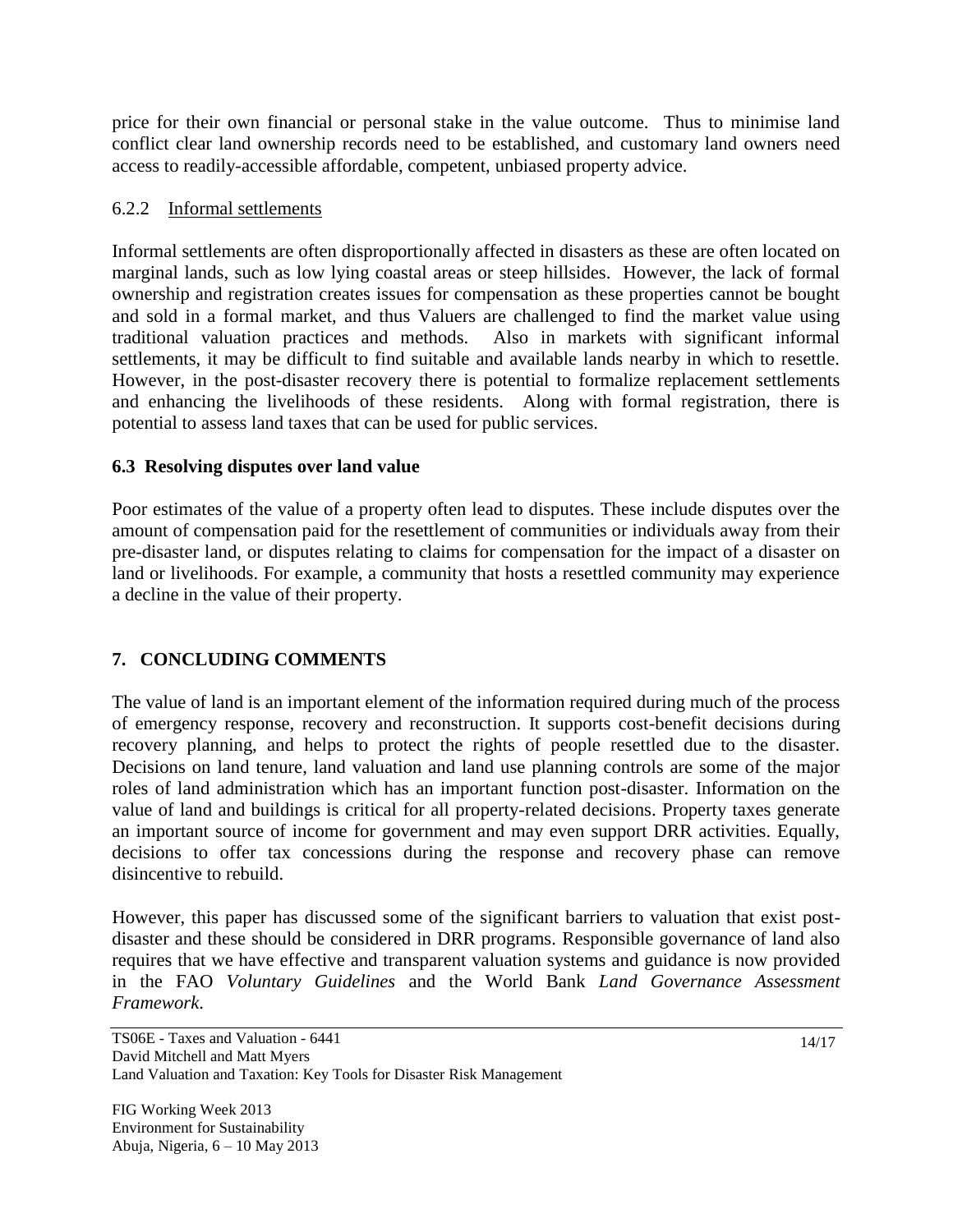price for their own financial or personal stake in the value outcome. Thus to minimise land conflict clear land ownership records need to be established, and customary land owners need access to readily-accessible affordable, competent, unbiased property advice.

#### 6.2.2 Informal settlements

Informal settlements are often disproportionally affected in disasters as these are often located on marginal lands, such as low lying coastal areas or steep hillsides. However, the lack of formal ownership and registration creates issues for compensation as these properties cannot be bought and sold in a formal market, and thus Valuers are challenged to find the market value using traditional valuation practices and methods. Also in markets with significant informal settlements, it may be difficult to find suitable and available lands nearby in which to resettle. However, in the post-disaster recovery there is potential to formalize replacement settlements and enhancing the livelihoods of these residents. Along with formal registration, there is potential to assess land taxes that can be used for public services.

### 6.3 Resolving disputes over land value

Poor estimates of the value of a property often lead to disputes. These include disputes over the amount of compensation paid for the resettlement of communities or individuals away from their pre-disaster land, or disputes relating to claims for compensation for the impact of a disaster on land or livelihoods. For example, a community that hosts a resettled community may experience a decline in the value of their property.

## 7. CONCLUDING COMMENTS

The value of land is an important element of the information required during much of the process of emergency response, recovery and reconstruction. It supports cost-benefit decisions during recovery planning, and helps to protect the rights of people resettled due to the disaster. Decisions on land tenure, land valuation and land use planning controls are some of the major roles of land administration which has an important function post-disaster. Information on the value of land and buildings is critical for all property-related decisions. Property taxes generate an important source of income for government and may even support DRR activities. Equally, decisions to offer tax concessions during the response and recovery phase can remove disincentive to rebuild.

However, this paper has discussed some of the significant barriers to valuation that exist post-disaster and these should be considered in DRR programs. Responsible governance of land also requires that we have effective and transparent valuation systems and guidance is now provided in the FAO *Voluntary Guidelines* and the World Bank *Land Governance Assessment Framework*.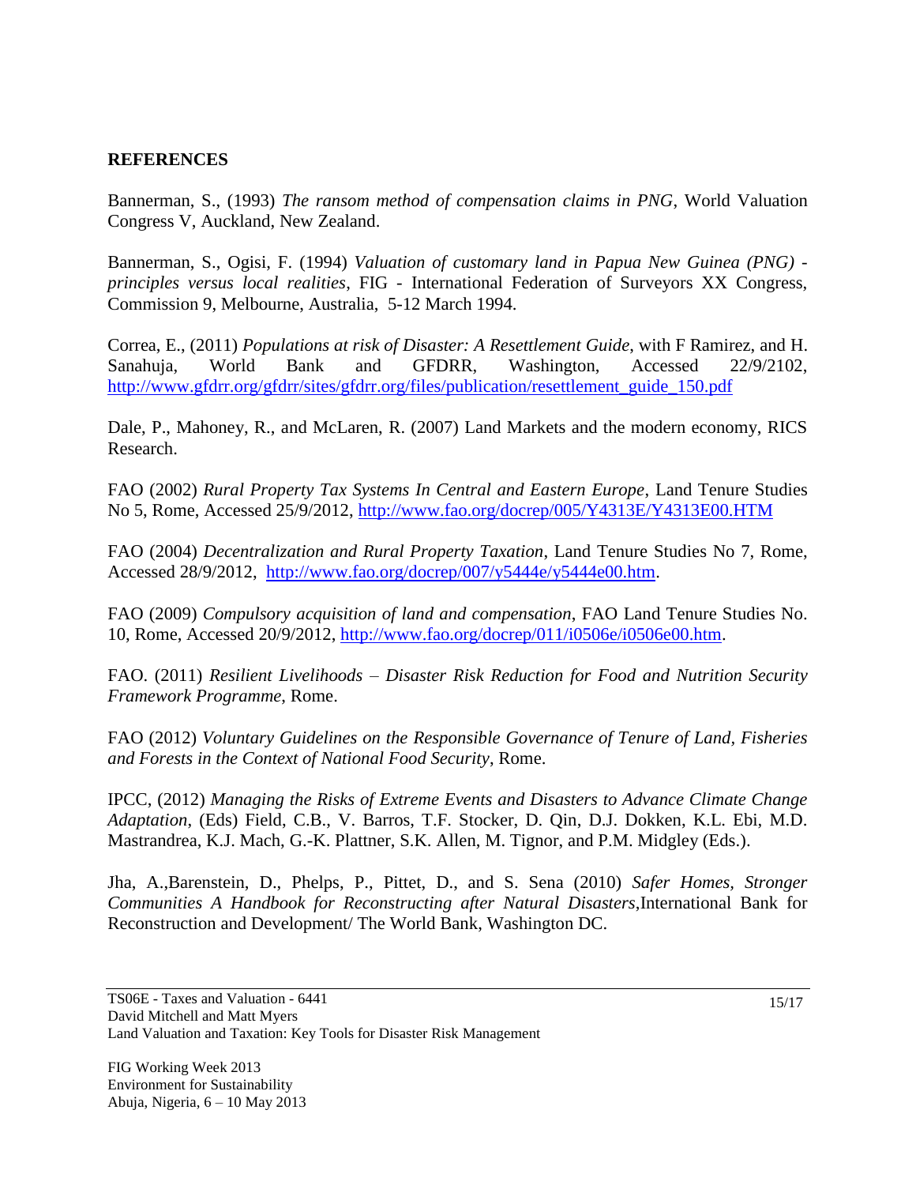## REFERENCES

Bannerman, S., (1993) *The ransom method of compensation claims in PNG*, World Valuation Congress V, Auckland, New Zealand.

Bannerman, S., Ogisi, F. (1994) *Valuation of customary land in Papua New Guinea (PNG) - principles versus local realities*, FIG - International Federation of Surveyors XX Congress, Commission 9, Melbourne, Australia, 5-12 March 1994.

Correa, E., (2011) *Populations at risk of Disaster: A Resettlement Guide*, with F Ramirez, and H. Sanahuja, World Bank and GFDRR, Washington, Accessed 22/9/2102, http://www.gfdrr.org/gfdrr/sites/gfdrr.org/files/publication/resettlement_guide_150.pdf

Dale, P., Mahoney, R., and McLaren, R. (2007) Land Markets and the modern economy, RICS Research.

FAO (2002) *Rural Property Tax Systems In Central and Eastern Europe*, Land Tenure Studies No 5, Rome, Accessed 25/9/2012, http://www.fao.org/docrep/005/Y4313E/Y4313E00.HTM

FAO (2004) *Decentralization and Rural Property Taxation*, Land Tenure Studies No 7, Rome, Accessed 28/9/2012, http://www.fao.org/docrep/007/y5444e/y5444e00.htm.

FAO (2009) *Compulsory acquisition of land and compensation*, FAO Land Tenure Studies No. 10, Rome, Accessed 20/9/2012, http://www.fao.org/docrep/011/i0506e/i0506e00.htm.

FAO. (2011) *Resilient Livelihoods – Disaster Risk Reduction for Food and Nutrition Security Framework Programme*, Rome.

FAO (2012) *Voluntary Guidelines on the Responsible Governance of Tenure of Land, Fisheries and Forests in the Context of National Food Security*, Rome.

IPCC, (2012) *Managing the Risks of Extreme Events and Disasters to Advance Climate Change Adaptation*, (Eds) Field, C.B., V. Barros, T.F. Stocker, D. Qin, D.J. Dokken, K.L. Ebi, M.D. Mastrandrea, K.J. Mach, G.-K. Plattner, S.K. Allen, M. Tignor, and P.M. Midgley (Eds.).

Jha, A.,Barenstein, D., Phelps, P., Pittet, D., and S. Sena (2010) *Safer Homes, Stronger Communities A Handbook for Reconstructing after Natural Disasters*,International Bank for Reconstruction and Development/ The World Bank, Washington DC.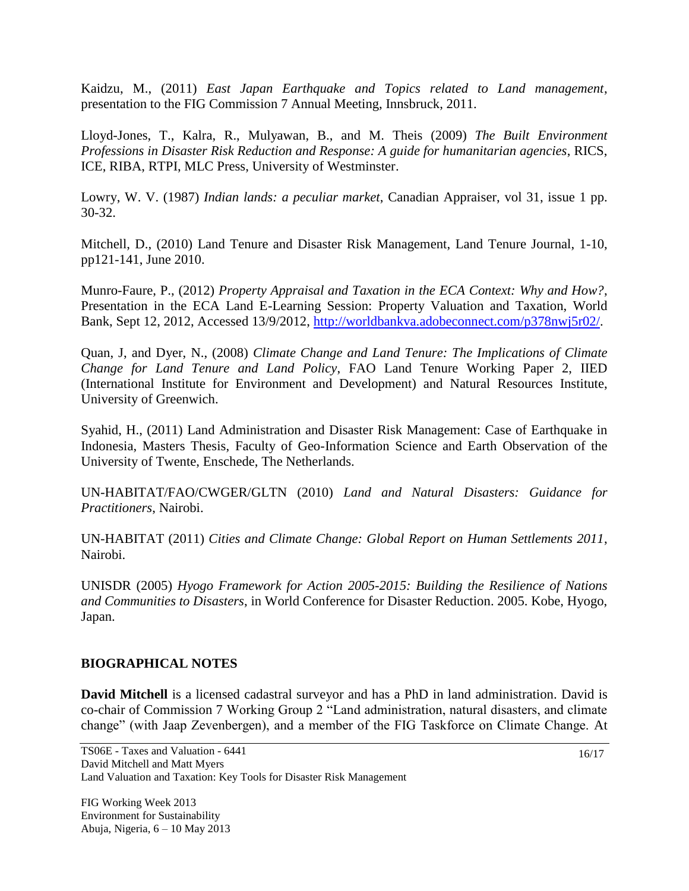Kaidzu, M., (2011) *East Japan Earthquake and Topics related to Land management*, presentation to the FIG Commission 7 Annual Meeting, Innsbruck, 2011.

Lloyd-Jones, T., Kalra, R., Mulyawan, B., and M. Theis (2009) *The Built Environment Professions in Disaster Risk Reduction and Response: A guide for humanitarian agencies*, RICS, ICE, RIBA, RTPI, MLC Press, University of Westminster.

Lowry, W. V. (1987) *Indian lands: a peculiar market*, Canadian Appraiser, vol 31, issue 1 pp. 30-32.

Mitchell, D., (2010) Land Tenure and Disaster Risk Management, Land Tenure Journal, 1-10, pp121-141, June 2010.

Munro-Faure, P., (2012) *Property Appraisal and Taxation in the ECA Context: Why and How?*, Presentation in the ECA Land E-Learning Session: Property Valuation and Taxation, World Bank, Sept 12, 2012, Accessed 13/9/2012, [http://worldbankva.adobeconnect.com/p378nwj5r02/](http://worldbankva.adobeconnect.com/p378nwj5r02/).

Quan, J, and Dyer, N., (2008) *Climate Change and Land Tenure: The Implications of Climate Change for Land Tenure and Land Policy*, FAO Land Tenure Working Paper 2, IIED (International Institute for Environment and Development) and Natural Resources Institute, University of Greenwich.

Syahid, H., (2011) Land Administration and Disaster Risk Management: Case of Earthquake in Indonesia, Masters Thesis, Faculty of Geo-Information Science and Earth Observation of the University of Twente, Enschede, The Netherlands.

UN-HABITAT/FAO/CWGER/GLTN (2010) *Land and Natural Disasters: Guidance for Practitioners*, Nairobi.

UN-HABITAT (2011) *Cities and Climate Change: Global Report on Human Settlements 2011*, Nairobi.

UNISDR (2005) *Hyogo Framework for Action 2005-2015: Building the Resilience of Nations and Communities to Disasters*, in World Conference for Disaster Reduction. 2005. Kobe, Hyogo, Japan.

## BIOGRAPHICAL NOTES

**David Mitchell** is a licensed cadastral surveyor and has a PhD in land administration. David is co-chair of Commission 7 Working Group 2 "Land administration, natural disasters, and climate change" (with Jaap Zevenbergen), and a member of the FIG Taskforce on Climate Change. At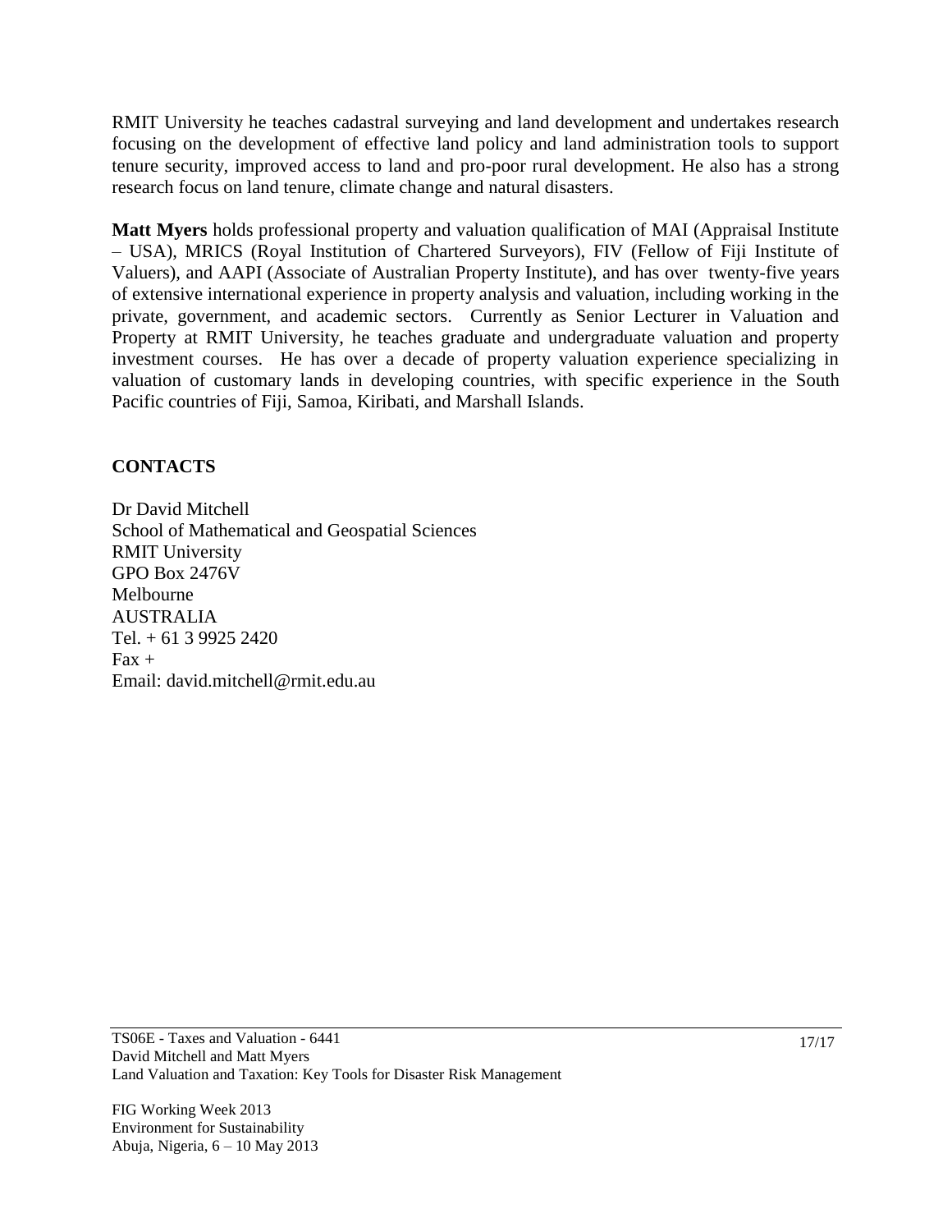RMIT University he teaches cadastral surveying and land development and undertakes research focusing on the development of effective land policy and land administration tools to support tenure security, improved access to land and pro-poor rural development. He also has a strong research focus on land tenure, climate change and natural disasters.

**Matt Myers** holds professional property and valuation qualification of MAI (Appraisal Institute – USA), MRICS (Royal Institution of Chartered Surveyors), FIV (Fellow of Fiji Institute of Valuers), and AAPI (Associate of Australian Property Institute), and has over twenty-five years of extensive international experience in property analysis and valuation, including working in the private, government, and academic sectors. Currently as Senior Lecturer in Valuation and Property at RMIT University, he teaches graduate and undergraduate valuation and property investment courses. He has over a decade of property valuation experience specializing in valuation of customary lands in developing countries, with specific experience in the South Pacific countries of Fiji, Samoa, Kiribati, and Marshall Islands.

## CONTACTS

Dr David Mitchell
School of Mathematical and Geospatial Sciences
RMIT University
GPO Box 2476V
Melbourne
AUSTRALIA
Tel. + 61 3 9925 2420
Fax +
Email: david.mitchell@rmit.edu.au